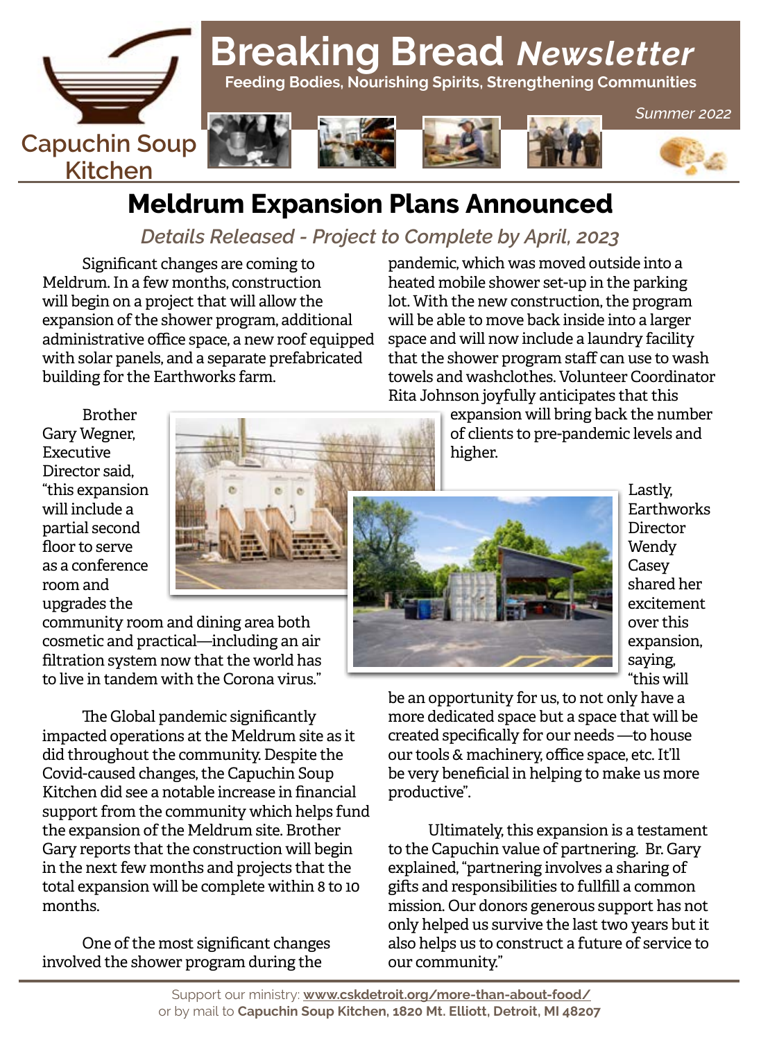Capuchin Soup Kitchen

# Breaking Bread *Newsletter*

**Feeding Bodies, Nourishing Spirits, Strengthening Communities**

*Summer 2022*

## Meldrum Expansion Plans Announced

*Details Released - Project to Complete by April, 2023*

Significant changes are coming to Meldrum. In a few months, construction will begin on a project that will allow the expansion of the shower program, additional administrative office space, a new roof equipped with solar panels, and a separate prefabricated building for the Earthworks farm.

Brother Gary Wegner, Executive Director said, "this expansion will include a partial second floor to serve as a conference room and upgrades the community room and dining area both cosmetic and practical—including an air filtration system now that the world has to live in tandem with the Corona virus."

The Global pandemic significantly impacted operations at the Meldrum site as it did throughout the community. Despite the Covid-caused changes, the Capuchin Soup Kitchen did see a notable increase in financial support from the community which helps fund the expansion of the Meldrum site. Brother Gary reports that the construction will begin in the next few months and projects that the total expansion will be complete within 8 to 10 months.

One of the most significant changes involved the shower program during the pandemic, which was moved outside into a heated mobile shower set-up in the parking lot. With the new construction, the program will be able to move back inside into a larger space and will now include a laundry facility that the shower program staff can use to wash towels and washclothes. Volunteer Coordinator Rita Johnson joyfully anticipates that this expansion will bring back the number of clients to pre-pandemic levels and higher.

Lastly, Earthworks Director Wendy Casey shared her excitement over this expansion, saying, "this will be an opportunity for us, to not only have a more dedicated space but a space that will be created specifically for our needs —to house our tools & machinery, office space, etc. It'll be very beneficial in helping to make us more productive".

Ultimately, this expansion is a testament to the Capuchin value of partnering. Br. Gary explained, "partnering involves a sharing of gifts and responsibilities to fullfill a common mission. Our donors generous support has not only helped us survive the last two years but it also helps us to construct a future of service to our community."

Support our ministry: **www.cskdetroit.org/more-than-about-food/**
or by mail to **Capuchin Soup Kitchen, 1820 Mt. Elliott, Detroit, MI 48207**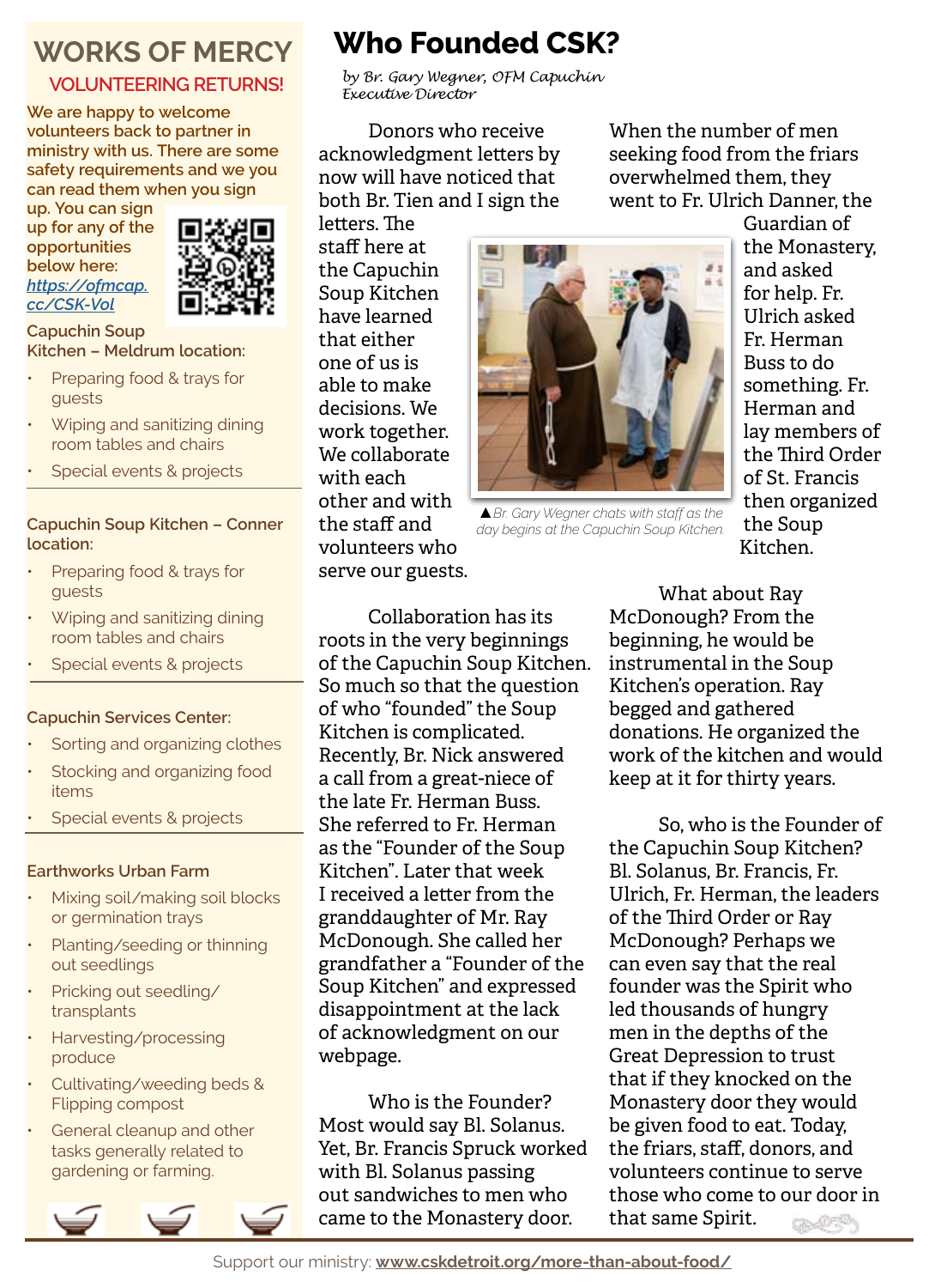## WORKS OF MERCY

### VOLUNTEERING RETURNS!

We are happy to welcome volunteers back to partner in ministry with us. There are some safety requirements and we you can read them when you sign up. You can sign up for any of the opportunities below here: *https://ofmcap.cc/CSK-Vol*

**Capuchin Soup Kitchen – Meldrum location:**

- Preparing food & trays for guests
- Wiping and sanitizing dining room tables and chairs
- Special events & projects

**Capuchin Soup Kitchen – Conner location:**

- Preparing food & trays for guests
- Wiping and sanitizing dining room tables and chairs
- Special events & projects

**Capuchin Services Center:**

- Sorting and organizing clothes
- Stocking and organizing food items
- Special events & projects

**Earthworks Urban Farm**

- Mixing soil/making soil blocks or germination trays
- Planting/seeding or thinning out seedlings
- Pricking out seedling/ transplants
- Harvesting/processing produce
- Cultivating/weeding beds & Flipping compost
- General cleanup and other tasks generally related to gardening or farming.

# Who Founded CSK?

*by Br. Gary Wegner, OFM Capuchin*
*Executive Director*

Donors who receive acknowledgment letters by now will have noticed that both Br. Tien and I sign the letters. The staff here at the Capuchin Soup Kitchen have learned that either one of us is able to make decisions. We work together. We collaborate with each other and with the staff and volunteers who serve our guests.

▲Br. Gary Wegner chats with staff as the day begins at the Capuchin Soup Kitchen.

Collaboration has its roots in the very beginnings of the Capuchin Soup Kitchen. So much so that the question of who "founded" the Soup Kitchen is complicated. Recently, Br. Nick answered a call from a great-niece of the late Fr. Herman Buss. She referred to Fr. Herman as the "Founder of the Soup Kitchen". Later that week I received a letter from the granddaughter of Mr. Ray McDonough. She called her grandfather a "Founder of the Soup Kitchen" and expressed disappointment at the lack of acknowledgment on our webpage.

Who is the Founder? Most would say Bl. Solanus. Yet, Br. Francis Spruck worked with Bl. Solanus passing out sandwiches to men who came to the Monastery door. When the number of men seeking food from the friars overwhelmed them, they went to Fr. Ulrich Danner, the Guardian of the Monastery, and asked for help. Fr. Ulrich asked Fr. Herman Buss to do something. Fr. Herman and lay members of the Third Order of St. Francis then organized the Soup Kitchen.

What about Ray McDonough? From the beginning, he would be instrumental in the Soup Kitchen's operation. Ray begged and gathered donations. He organized the work of the kitchen and would keep at it for thirty years.

So, who is the Founder of the Capuchin Soup Kitchen? Bl. Solanus, Br. Francis, Fr. Ulrich, Fr. Herman, the leaders of the Third Order or Ray McDonough? Perhaps we can even say that the real founder was the Spirit who led thousands of hungry men in the depths of the Great Depression to trust that if they knocked on the Monastery door they would be given food to eat. Today, the friars, staff, donors, and volunteers continue to serve those who come to our door in that same Spirit.

Support our ministry: **www.cskdetroit.org/more-than-about-food/**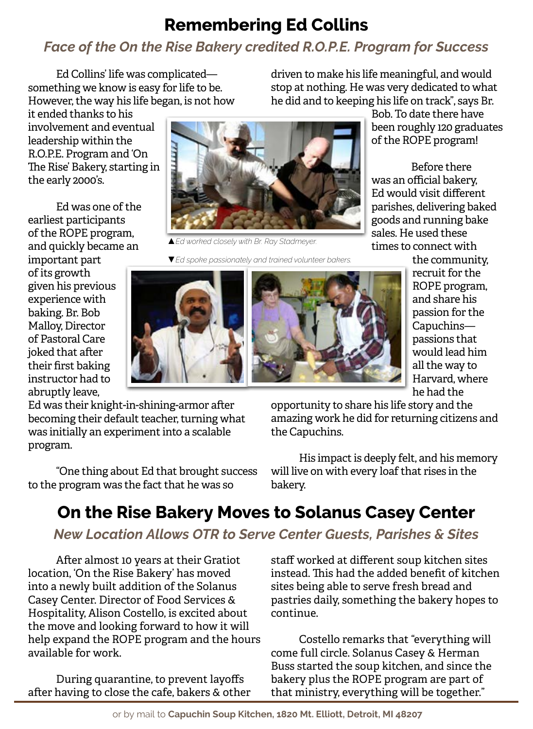# Remembering Ed Collins

### *Face of the On the Rise Bakery credited R.O.P.E. Program for Success*

Ed Collins' life was complicated—something we know is easy for life to be. However, the way his life began, is not how it ended thanks to his involvement and eventual leadership within the R.O.P.E. Program and 'On The Rise' Bakery, starting in the early 2000's.

Ed was one of the earliest participants of the ROPE program, and quickly became an important part of its growth given his previous experience with baking. Br. Bob Malloy, Director of Pastoral Care joked that after their first baking instructor had to abruptly leave, Ed was their knight-in-shining-armor after becoming their default teacher, turning what was initially an experiment into a scalable program.

"One thing about Ed that brought success to the program was the fact that he was so driven to make his life meaningful, and would stop at nothing. He was very dedicated to what he did and to keeping his life on track", says Br. Bob. To date there have been roughly 120 graduates of the ROPE program!

▲*Ed worked closely with Br. Ray Stadmeyer.*

▼*Ed spoke passionately and trained volunteer bakers.*

Before there was an official bakery, Ed would visit different parishes, delivering baked goods and running bake sales. He used these times to connect with the community, recruit for the ROPE program, and share his passion for the Capuchins—passions that would lead him all the way to Harvard, where he had the opportunity to share his life story and the amazing work he did for returning citizens and the Capuchins.

His impact is deeply felt, and his memory will live on with every loaf that rises in the bakery.

# On the Rise Bakery Moves to Solanus Casey Center

### *New Location Allows OTR to Serve Center Guests, Parishes & Sites*

After almost 10 years at their Gratiot location, 'On the Rise Bakery' has moved into a newly built addition of the Solanus Casey Center. Director of Food Services & Hospitality, Alison Costello, is excited about the move and looking forward to how it will help expand the ROPE program and the hours available for work.

During quarantine, to prevent layoffs after having to close the cafe, bakers & other staff worked at different soup kitchen sites instead. This had the added benefit of kitchen sites being able to serve fresh bread and pastries daily, something the bakery hopes to continue.

Costello remarks that "everything will come full circle. Solanus Casey & Herman Buss started the soup kitchen, and since the bakery plus the ROPE program are part of that ministry, everything will be together."

or by mail to **Capuchin Soup Kitchen, 1820 Mt. Elliott, Detroit, MI 48207**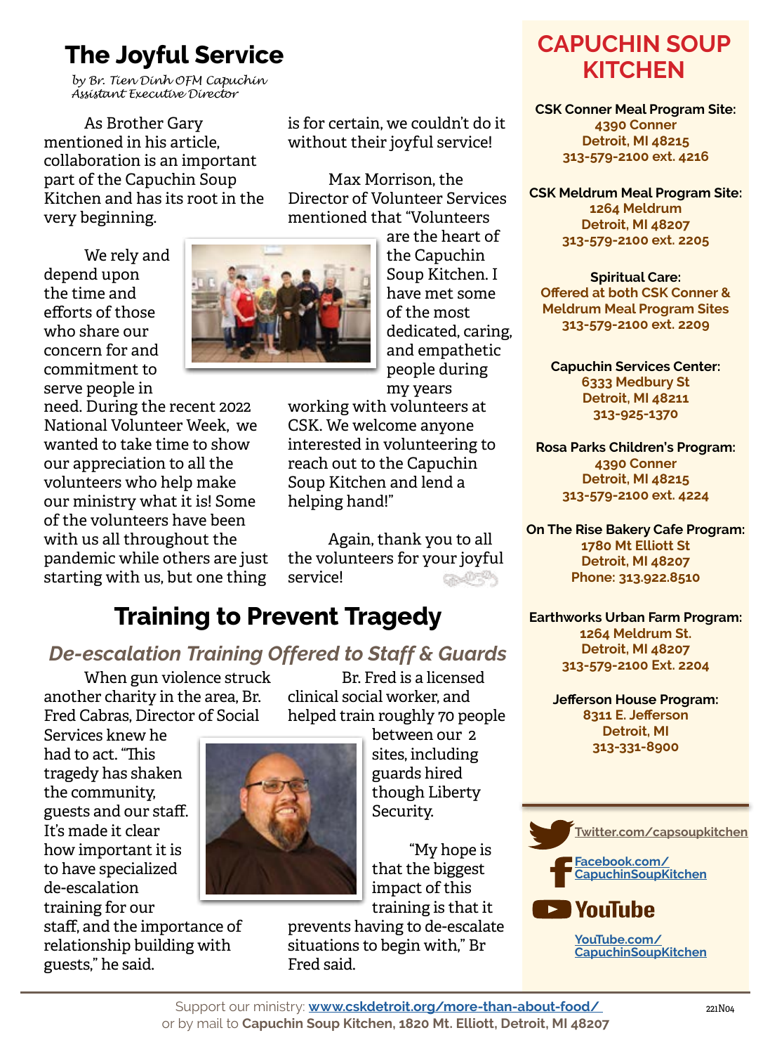# The Joyful Service

*by Br. Tien Dinh OFM Capuchin*
*Assistant Executive Director*

As Brother Gary mentioned in his article, collaboration is an important part of the Capuchin Soup Kitchen and has its root in the very beginning.

We rely and depend upon the time and efforts of those who share our concern for and commitment to serve people in need. During the recent 2022 National Volunteer Week, we wanted to take time to show our appreciation to all the volunteers who help make our ministry what it is! Some of the volunteers have been with us all throughout the pandemic while others are just starting with us, but one thing is for certain, we couldn't do it without their joyful service!

Max Morrison, the Director of Volunteer Services mentioned that "Volunteers are the heart of the Capuchin Soup Kitchen. I have met some of the most dedicated, caring, and empathetic people during my years working with volunteers at CSK. We welcome anyone interested in volunteering to reach out to the Capuchin Soup Kitchen and lend a helping hand!"

Again, thank you to all the volunteers for your joyful service!

# Training to Prevent Tragedy

## *De-escalation Training Offered to Staff & Guards*

When gun violence struck another charity in the area, Br. Fred Cabras, Director of Social Services knew he had to act. "This tragedy has shaken the community, guests and our staff. It's made it clear how important it is to have specialized de-escalation training for our staff, and the importance of relationship building with guests," he said.

Br. Fred is a licensed clinical social worker, and helped train roughly 70 people between our 2 sites, including guards hired though Liberty Security.

"My hope is that the biggest impact of this training is that it prevents having to de-escalate situations to begin with," Br Fred said.

## CAPUCHIN SOUP KITCHEN

**CSK Conner Meal Program Site:**
4390 Conner
Detroit, MI 48215
313-579-2100 ext. 4216

**CSK Meldrum Meal Program Site:**
1264 Meldrum
Detroit, MI 48207
313-579-2100 ext. 2205

**Spiritual Care:**
Offered at both CSK Conner & Meldrum Meal Program Sites
313-579-2100 ext. 2209

**Capuchin Services Center:**
6333 Medbury St
Detroit, MI 48211
313-925-1370

**Rosa Parks Children's Program:**
4390 Conner
Detroit, MI 48215
313-579-2100 ext. 4224

**On The Rise Bakery Cafe Program:**
1780 Mt Elliott St
Detroit, MI 48207
Phone: 313.922.8510

**Earthworks Urban Farm Program:**
1264 Meldrum St.
Detroit, MI 48207
313-579-2100 Ext. 2204

**Jefferson House Program:**
8311 E. Jefferson
Detroit, MI
313-331-8900

Twitter.com/capsoupkitchen

Facebook.com/CapuchinSoupKitchen

YouTube

YouTube.com/CapuchinSoupKitchen

Support our ministry: **www.cskdetroit.org/more-than-about-food/**
or by mail to **Capuchin Soup Kitchen, 1820 Mt. Elliott, Detroit, MI 48207**

221N04